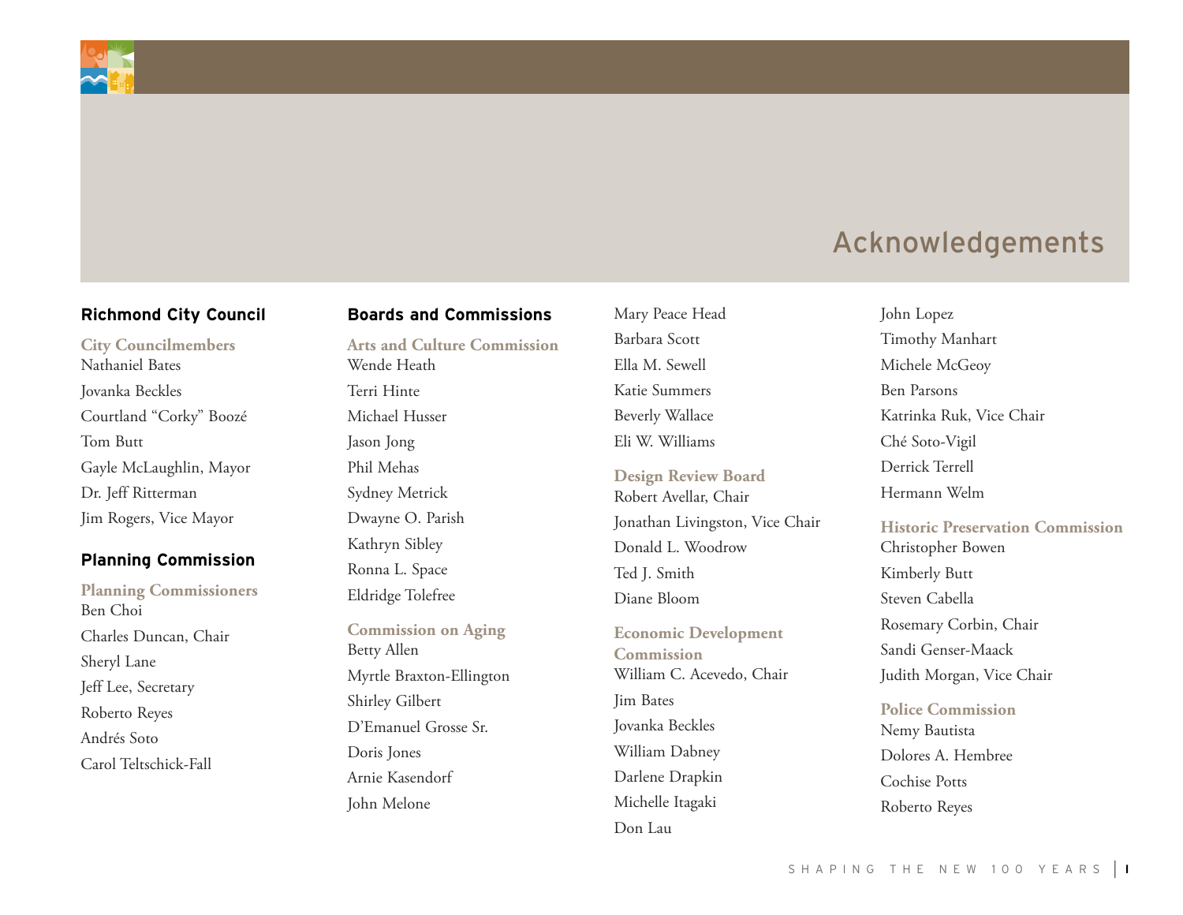# Acknowledgements

## Richmond City Council

**City Councilmembers**

Nathaniel Bates
Jovanka Beckles
Courtland “Corky” Boozé
Tom Butt
Gayle McLaughlin, Mayor
Dr. Jeff Ritterman
Jim Rogers, Vice Mayor

## Planning Commission

**Planning Commissioners**

Ben Choi
Charles Duncan, Chair
Sheryl Lane
Jeff Lee, Secretary
Roberto Reyes
Andrés Soto
Carol Teltschick-Fall

## Boards and Commissions

**Arts and Culture Commission**

Wende Heath
Terri Hinte
Michael Husser
Jason Jong
Phil Mehas
Sydney Metrick
Dwayne O. Parish
Kathryn Sibley
Ronna L. Space
Eldridge Tolefree

**Commission on Aging**

Betty Allen
Myrtle Braxton-Ellington
Shirley Gilbert
D’Emanuel Grosse Sr.
Doris Jones
Arnie Kasendorf
John Melone
Mary Peace Head
Barbara Scott
Ella M. Sewell
Katie Summers
Beverly Wallace
Eli W. Williams

**Design Review Board**

Robert Avellar, Chair
Jonathan Livingston, Vice Chair
Donald L. Woodrow
Ted J. Smith
Diane Bloom

**Economic Development Commission**

William C. Acevedo, Chair
Jim Bates
Jovanka Beckles
William Dabney
Darlene Drapkin
Michelle Itagaki
Don Lau
John Lopez
Timothy Manhart
Michele McGeoy
Ben Parsons
Katrinka Ruk, Vice Chair
Ché Soto-Vigil
Derrick Terrell
Hermann Welm

**Historic Preservation Commission**

Christopher Bowen
Kimberly Butt
Steven Cabella
Rosemary Corbin, Chair
Sandi Genser-Maack
Judith Morgan, Vice Chair

**Police Commission**

Nemy Bautista
Dolores A. Hembree
Cochise Potts
Roberto Reyes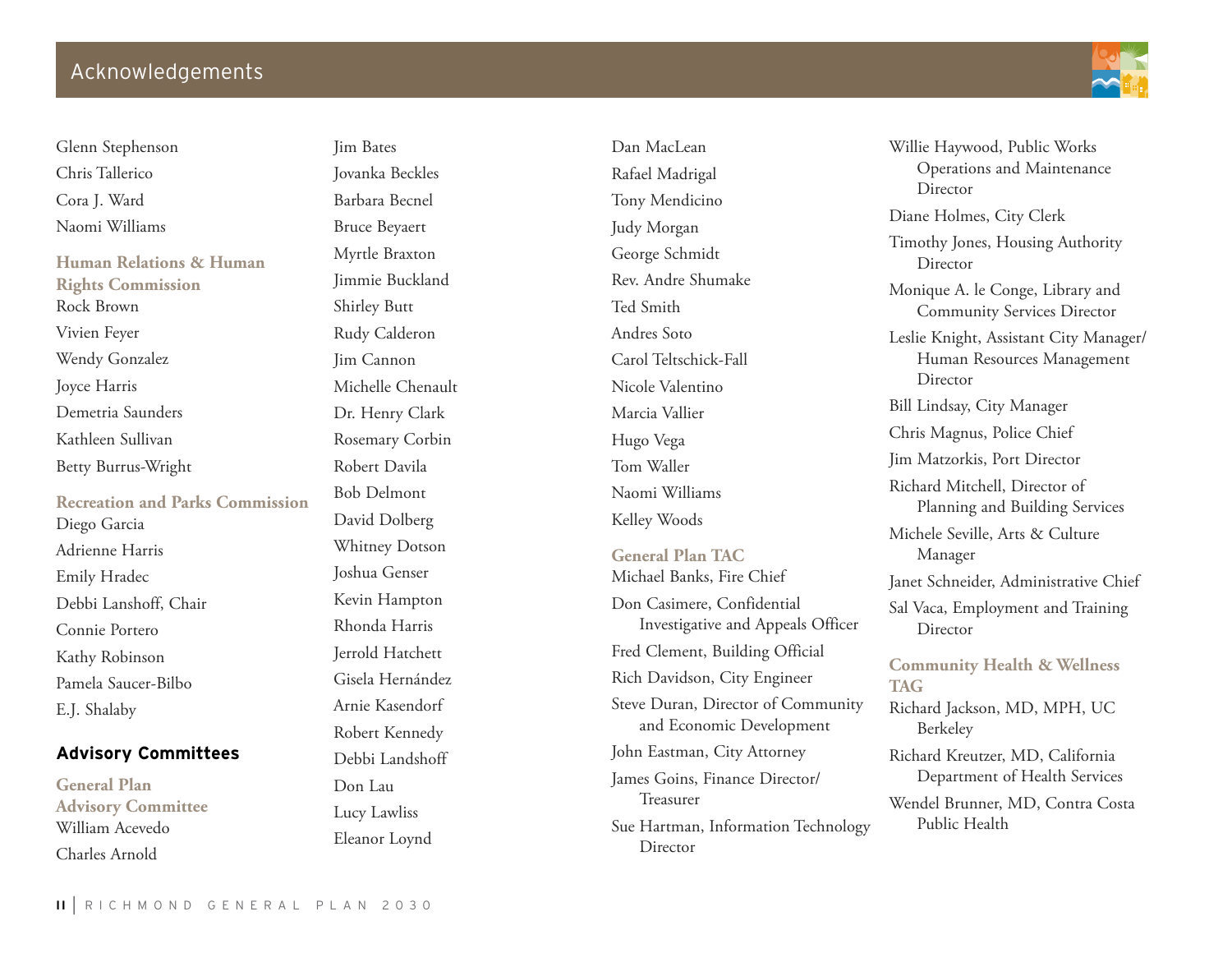# Acknowledgements

Glenn Stephenson
Chris Tallerico
Cora J. Ward
Naomi Williams

**Human Relations & Human Rights Commission**

Rock Brown
Vivien Feyer
Wendy Gonzalez
Joyce Harris
Demetria Saunders
Kathleen Sullivan
Betty Burrus-Wright

**Recreation and Parks Commission**

Diego Garcia
Adrienne Harris
Emily Hradec
Debbi Lanshoff, Chair
Connie Portero
Kathy Robinson
Pamela Saucer-Bilbo
E.J. Shalaby

## Advisory Committees

**General Plan Advisory Committee**

William Acevedo
Charles Arnold
Jim Bates
Jovanka Beckles
Barbara Becnel
Bruce Beyaert
Myrtle Braxton
Jimmie Buckland
Shirley Butt
Rudy Calderon
Jim Cannon
Michelle Chenault
Dr. Henry Clark
Rosemary Corbin
Robert Davila
Bob Delmont
David Dolberg
Whitney Dotson
Joshua Genser
Kevin Hampton
Rhonda Harris
Jerrold Hatchett
Gisela Hernández
Arnie Kasendorf
Robert Kennedy
Debbi Landshoff
Don Lau
Lucy Lawliss
Eleanor Loynd
Dan MacLean
Rafael Madrigal
Tony Mendicino
Judy Morgan
George Schmidt
Rev. Andre Shumake
Ted Smith
Andres Soto
Carol Teltschick-Fall
Nicole Valentino
Marcia Vallier
Hugo Vega
Tom Waller
Naomi Williams
Kelley Woods

**General Plan TAC**

Michael Banks, Fire Chief
Don Casimere, Confidential Investigative and Appeals Officer
Fred Clement, Building Official
Rich Davidson, City Engineer
Steve Duran, Director of Community and Economic Development
John Eastman, City Attorney
James Goins, Finance Director/Treasurer
Sue Hartman, Information Technology Director
Willie Haywood, Public Works Operations and Maintenance Director
Diane Holmes, City Clerk
Timothy Jones, Housing Authority Director
Monique A. le Conge, Library and Community Services Director
Leslie Knight, Assistant City Manager/Human Resources Management Director
Bill Lindsay, City Manager
Chris Magnus, Police Chief
Jim Matzorkis, Port Director
Richard Mitchell, Director of Planning and Building Services
Michele Seville, Arts & Culture Manager
Janet Schneider, Administrative Chief
Sal Vaca, Employment and Training Director

**Community Health & Wellness TAG**

Richard Jackson, MD, MPH, UC Berkeley
Richard Kreutzer, MD, California Department of Health Services
Wendel Brunner, MD, Contra Costa Public Health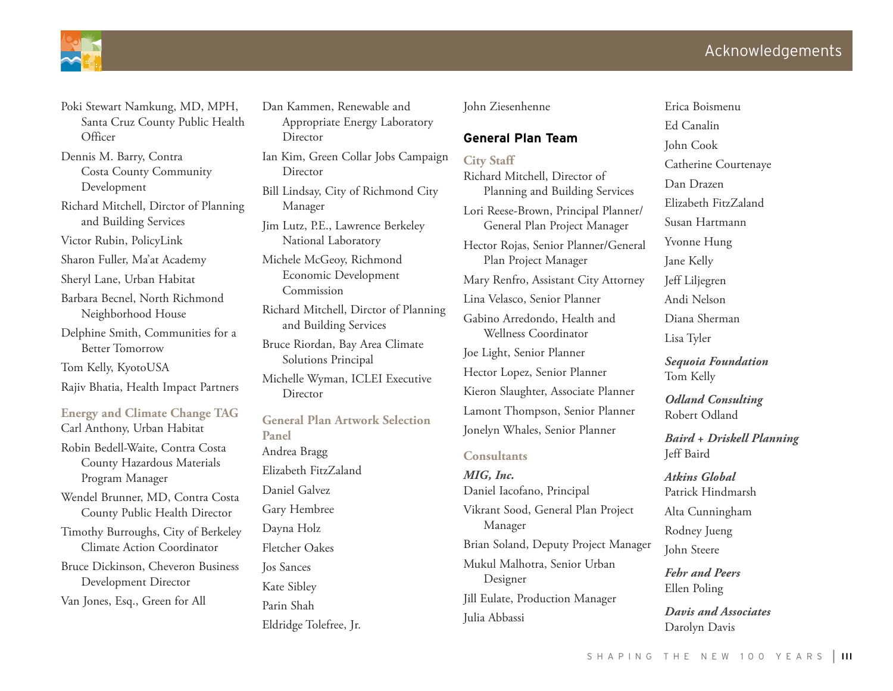Poki Stewart Namkung, MD, MPH, Santa Cruz County Public Health Officer

Dennis M. Barry, Contra Costa County Community Development

Richard Mitchell, Dirctor of Planning and Building Services

Victor Rubin, PolicyLink

Sharon Fuller, Ma'at Academy

Sheryl Lane, Urban Habitat

Barbara Becnel, North Richmond Neighborhood House

Delphine Smith, Communities for a Better Tomorrow

Tom Kelly, KyotoUSA

Rajiv Bhatia, Health Impact Partners

### Energy and Climate Change TAG

Carl Anthony, Urban Habitat

Robin Bedell-Waite, Contra Costa County Hazardous Materials Program Manager

Wendel Brunner, MD, Contra Costa County Public Health Director

Timothy Burroughs, City of Berkeley Climate Action Coordinator

Bruce Dickinson, Cheveron Business Development Director

Van Jones, Esq., Green for All

Dan Kammen, Renewable and Appropriate Energy Laboratory Director

Ian Kim, Green Collar Jobs Campaign Director

Bill Lindsay, City of Richmond City Manager

Jim Lutz, P.E., Lawrence Berkeley National Laboratory

Michele McGeoy, Richmond Economic Development Commission

Richard Mitchell, Dirctor of Planning and Building Services

Bruce Riordan, Bay Area Climate Solutions Principal

Michelle Wyman, ICLEI Executive Director

### General Plan Artwork Selection Panel

Andrea Bragg

Elizabeth FitzZaland

Daniel Galvez

Gary Hembree

Dayna Holz

Fletcher Oakes

Jos Sances

Kate Sibley

Parin Shah

Eldridge Tolefree, Jr.

John Ziesenhenne

## General Plan Team

### City Staff

Richard Mitchell, Director of Planning and Building Services

Lori Reese-Brown, Principal Planner/ General Plan Project Manager

Hector Rojas, Senior Planner/General Plan Project Manager

Mary Renfro, Assistant City Attorney

Lina Velasco, Senior Planner

Gabino Arredondo, Health and Wellness Coordinator

Joe Light, Senior Planner

Hector Lopez, Senior Planner

Kieron Slaughter, Associate Planner

Lamont Thompson, Senior Planner

Jonelyn Whales, Senior Planner

### Consultants

***MIG, Inc.***

Daniel Iacofano, Principal

Vikrant Sood, General Plan Project Manager

Brian Soland, Deputy Project Manager

Mukul Malhotra, Senior Urban Designer

Jill Eulate, Production Manager

Julia Abbassi

Erica Boismenu

Ed Canalin

John Cook

Catherine Courtenaye

Dan Drazen

Elizabeth FitzZaland

Susan Hartmann

Yvonne Hung

Jane Kelly

Jeff Liljegren

Andi Nelson

Diana Sherman

Lisa Tyler

***Sequoia Foundation***

Tom Kelly

***Odland Consulting***

Robert Odland

***Baird + Driskell Planning***

Jeff Baird

***Atkins Global***

Patrick Hindmarsh

Alta Cunningham

Rodney Jueng

John Steere

***Fehr and Peers***

Ellen Poling

***Davis and Associates***

Darolyn Davis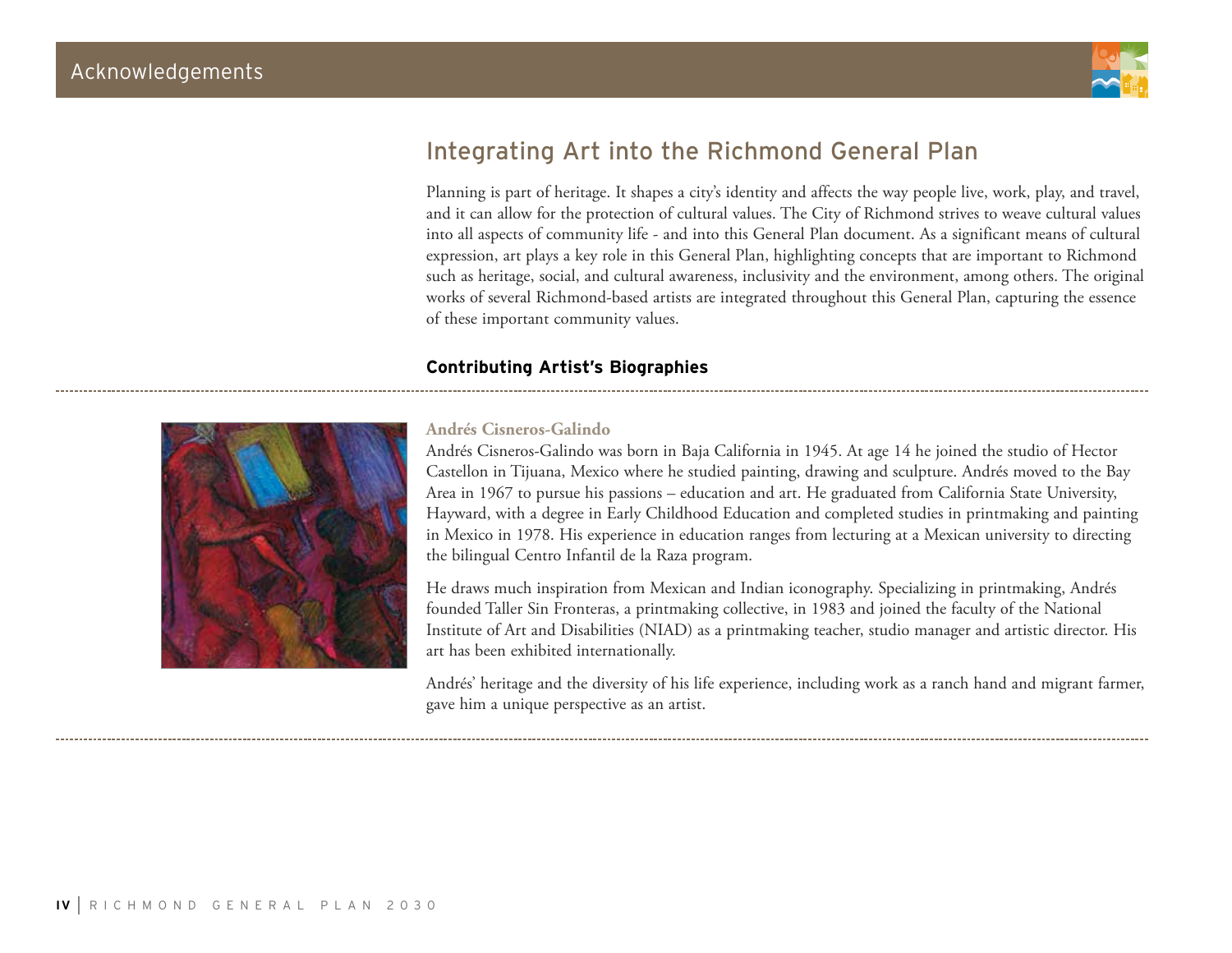## Integrating Art into the Richmond General Plan

Planning is part of heritage. It shapes a city's identity and affects the way people live, work, play, and travel, and it can allow for the protection of cultural values. The City of Richmond strives to weave cultural values into all aspects of community life - and into this General Plan document. As a significant means of cultural expression, art plays a key role in this General Plan, highlighting concepts that are important to Richmond such as heritage, social, and cultural awareness, inclusivity and the environment, among others. The original works of several Richmond-based artists are integrated throughout this General Plan, capturing the essence of these important community values.

### Contributing Artist's Biographies

**Andrés Cisneros-Galindo**

Andrés Cisneros-Galindo was born in Baja California in 1945. At age 14 he joined the studio of Hector Castellon in Tijuana, Mexico where he studied painting, drawing and sculpture. Andrés moved to the Bay Area in 1967 to pursue his passions – education and art. He graduated from California State University, Hayward, with a degree in Early Childhood Education and completed studies in printmaking and painting in Mexico in 1978. His experience in education ranges from lecturing at a Mexican university to directing the bilingual Centro Infantil de la Raza program.

He draws much inspiration from Mexican and Indian iconography. Specializing in printmaking, Andrés founded Taller Sin Fronteras, a printmaking collective, in 1983 and joined the faculty of the National Institute of Art and Disabilities (NIAD) as a printmaking teacher, studio manager and artistic director. His art has been exhibited internationally.

Andrés' heritage and the diversity of his life experience, including work as a ranch hand and migrant farmer, gave him a unique perspective as an artist.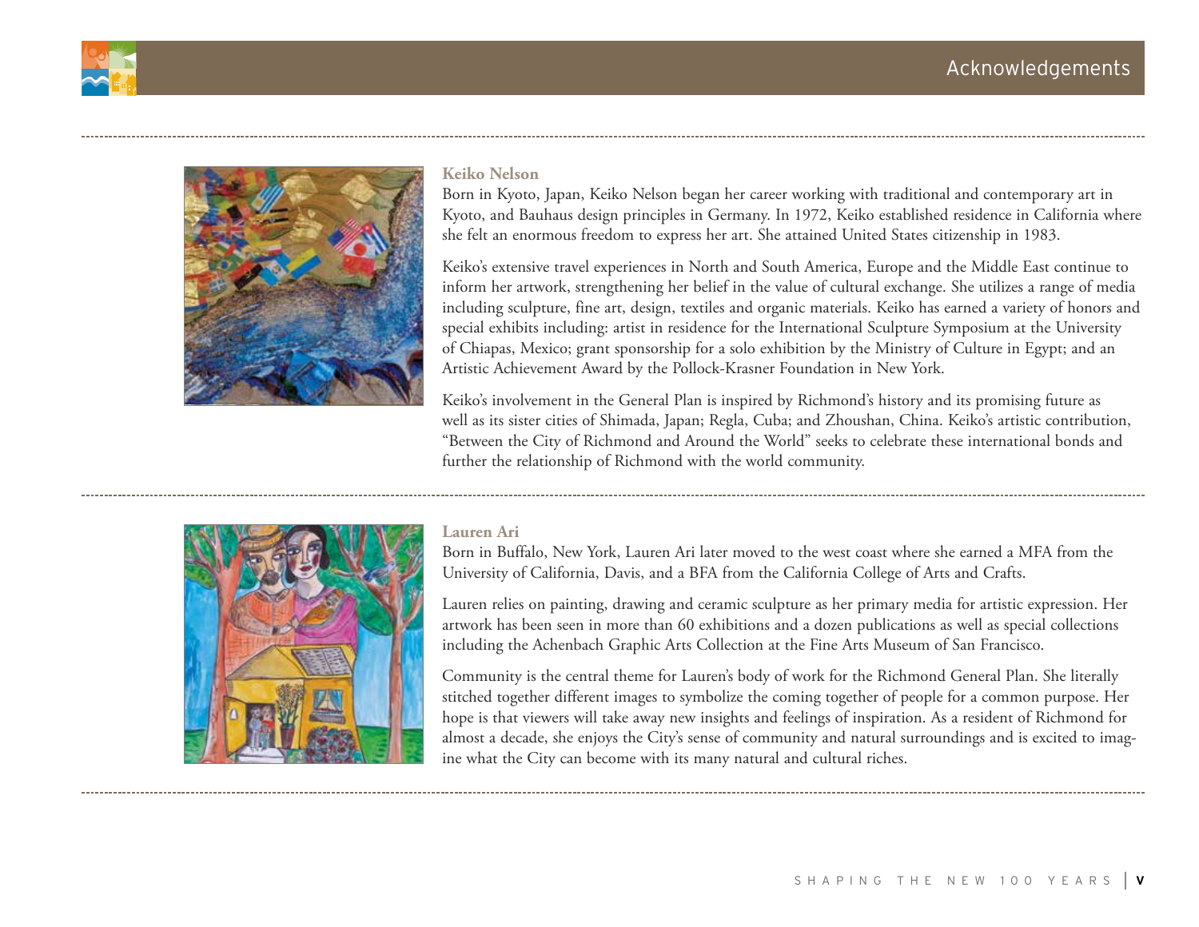## Keiko Nelson

Born in Kyoto, Japan, Keiko Nelson began her career working with traditional and contemporary art in Kyoto, and Bauhaus design principles in Germany. In 1972, Keiko established residence in California where she felt an enormous freedom to express her art. She attained United States citizenship in 1983.

Keiko's extensive travel experiences in North and South America, Europe and the Middle East continue to inform her artwork, strengthening her belief in the value of cultural exchange. She utilizes a range of media including sculpture, fine art, design, textiles and organic materials. Keiko has earned a variety of honors and special exhibits including: artist in residence for the International Sculpture Symposium at the University of Chiapas, Mexico; grant sponsorship for a solo exhibition by the Ministry of Culture in Egypt; and an Artistic Achievement Award by the Pollock-Krasner Foundation in New York.

Keiko's involvement in the General Plan is inspired by Richmond's history and its promising future as well as its sister cities of Shimada, Japan; Regla, Cuba; and Zhoushan, China. Keiko's artistic contribution, "Between the City of Richmond and Around the World" seeks to celebrate these international bonds and further the relationship of Richmond with the world community.

## Lauren Ari

Born in Buffalo, New York, Lauren Ari later moved to the west coast where she earned a MFA from the University of California, Davis, and a BFA from the California College of Arts and Crafts.

Lauren relies on painting, drawing and ceramic sculpture as her primary media for artistic expression. Her artwork has been seen in more than 60 exhibitions and a dozen publications as well as special collections including the Achenbach Graphic Arts Collection at the Fine Arts Museum of San Francisco.

Community is the central theme for Lauren's body of work for the Richmond General Plan. She literally stitched together different images to symbolize the coming together of people for a common purpose. Her hope is that viewers will take away new insights and feelings of inspiration. As a resident of Richmond for almost a decade, she enjoys the City's sense of community and natural surroundings and is excited to imagine what the City can become with its many natural and cultural riches.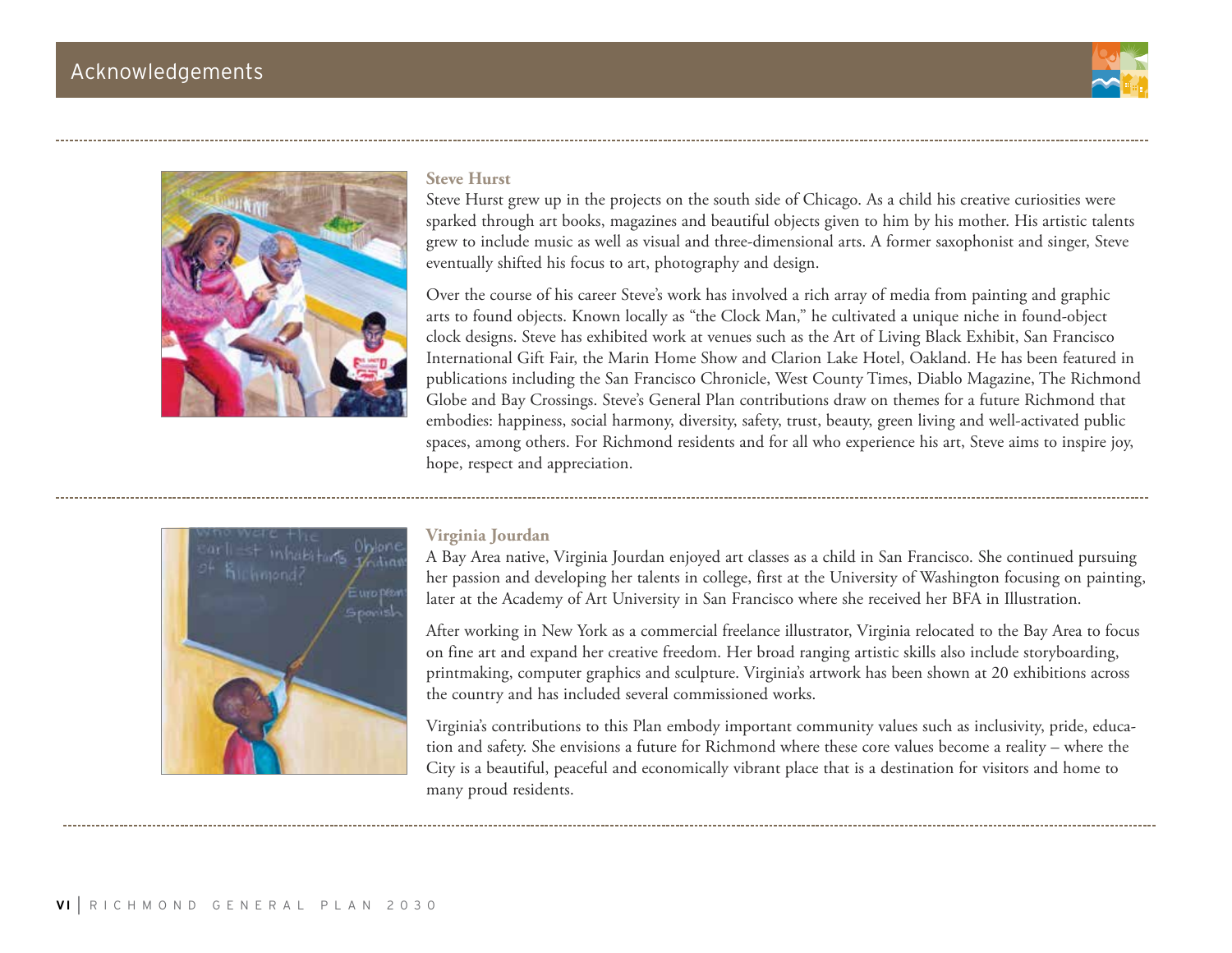# Acknowledgements

**Steve Hurst**

Steve Hurst grew up in the projects on the south side of Chicago. As a child his creative curiosities were sparked through art books, magazines and beautiful objects given to him by his mother. His artistic talents grew to include music as well as visual and three-dimensional arts. A former saxophonist and singer, Steve eventually shifted his focus to art, photography and design.

Over the course of his career Steve's work has involved a rich array of media from painting and graphic arts to found objects. Known locally as "the Clock Man," he cultivated a unique niche in found-object clock designs. Steve has exhibited work at venues such as the Art of Living Black Exhibit, San Francisco International Gift Fair, the Marin Home Show and Clarion Lake Hotel, Oakland. He has been featured in publications including the San Francisco Chronicle, West County Times, Diablo Magazine, The Richmond Globe and Bay Crossings. Steve's General Plan contributions draw on themes for a future Richmond that embodies: happiness, social harmony, diversity, safety, trust, beauty, green living and well-activated public spaces, among others. For Richmond residents and for all who experience his art, Steve aims to inspire joy, hope, respect and appreciation.

**Virginia Jourdan**

A Bay Area native, Virginia Jourdan enjoyed art classes as a child in San Francisco. She continued pursuing her passion and developing her talents in college, first at the University of Washington focusing on painting, later at the Academy of Art University in San Francisco where she received her BFA in Illustration.

After working in New York as a commercial freelance illustrator, Virginia relocated to the Bay Area to focus on fine art and expand her creative freedom. Her broad ranging artistic skills also include storyboarding, printmaking, computer graphics and sculpture. Virginia's artwork has been shown at 20 exhibitions across the country and has included several commissioned works.

Virginia's contributions to this Plan embody important community values such as inclusivity, pride, education and safety. She envisions a future for Richmond where these core values become a reality – where the City is a beautiful, peaceful and economically vibrant place that is a destination for visitors and home to many proud residents.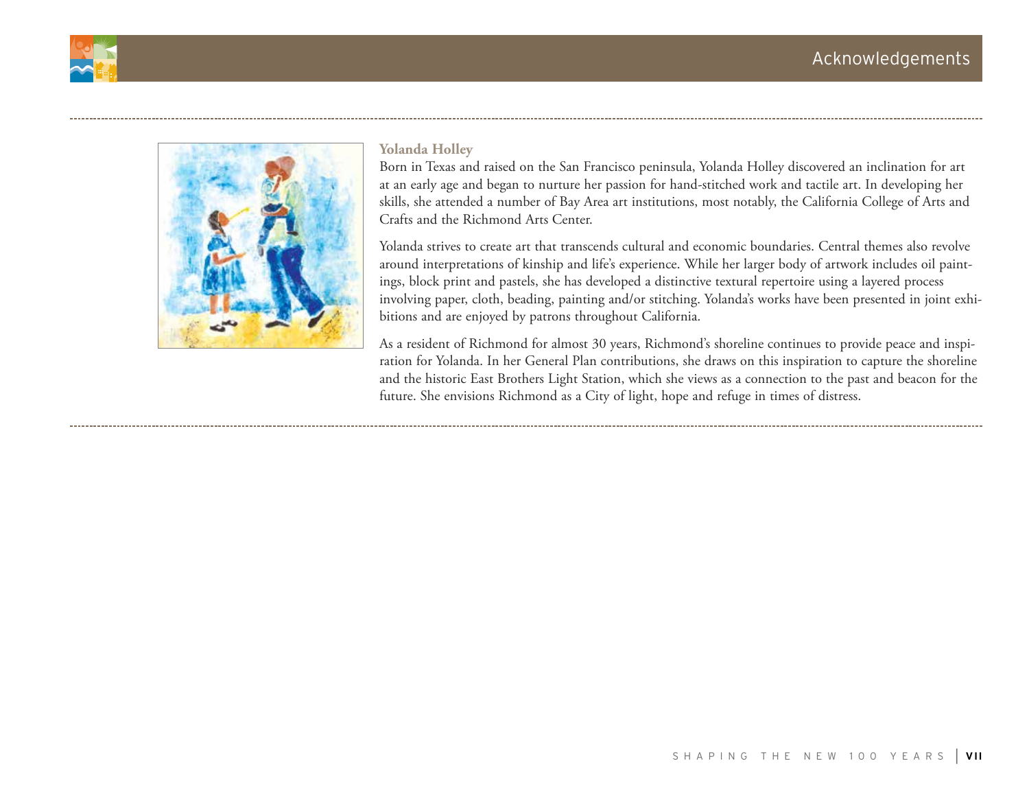### Yolanda Holley

Born in Texas and raised on the San Francisco peninsula, Yolanda Holley discovered an inclination for art at an early age and began to nurture her passion for hand-stitched work and tactile art. In developing her skills, she attended a number of Bay Area art institutions, most notably, the California College of Arts and Crafts and the Richmond Arts Center.

Yolanda strives to create art that transcends cultural and economic boundaries. Central themes also revolve around interpretations of kinship and life's experience. While her larger body of artwork includes oil paintings, block print and pastels, she has developed a distinctive textural repertoire using a layered process involving paper, cloth, beading, painting and/or stitching. Yolanda's works have been presented in joint exhibitions and are enjoyed by patrons throughout California.

As a resident of Richmond for almost 30 years, Richmond's shoreline continues to provide peace and inspiration for Yolanda. In her General Plan contributions, she draws on this inspiration to capture the shoreline and the historic East Brothers Light Station, which she views as a connection to the past and beacon for the future. She envisions Richmond as a City of light, hope and refuge in times of distress.